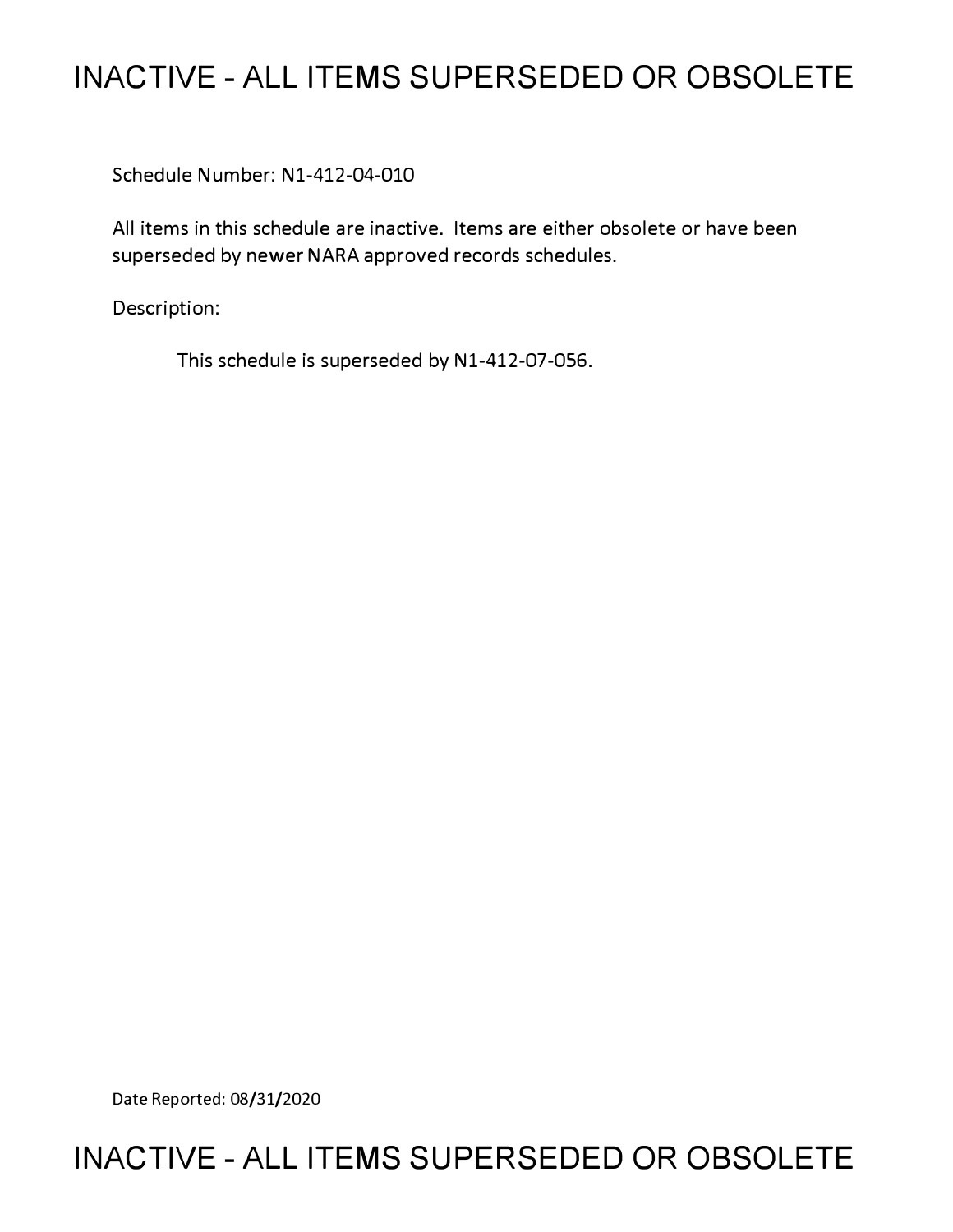# INACTIVE - ALL ITEMS SUPERSEDED OR OBSOLETE

Schedule Number: N1-412-04-010

All items in this schedule are inactive. Items are either obsolete or have been superseded by newer NARA approved records schedules.

Description:

This schedule is superseded by N1-412-07-056.

Date Reported: 08/31/2020

# INACTIVE - ALL ITEMS SUPERSEDED OR OBSOLETE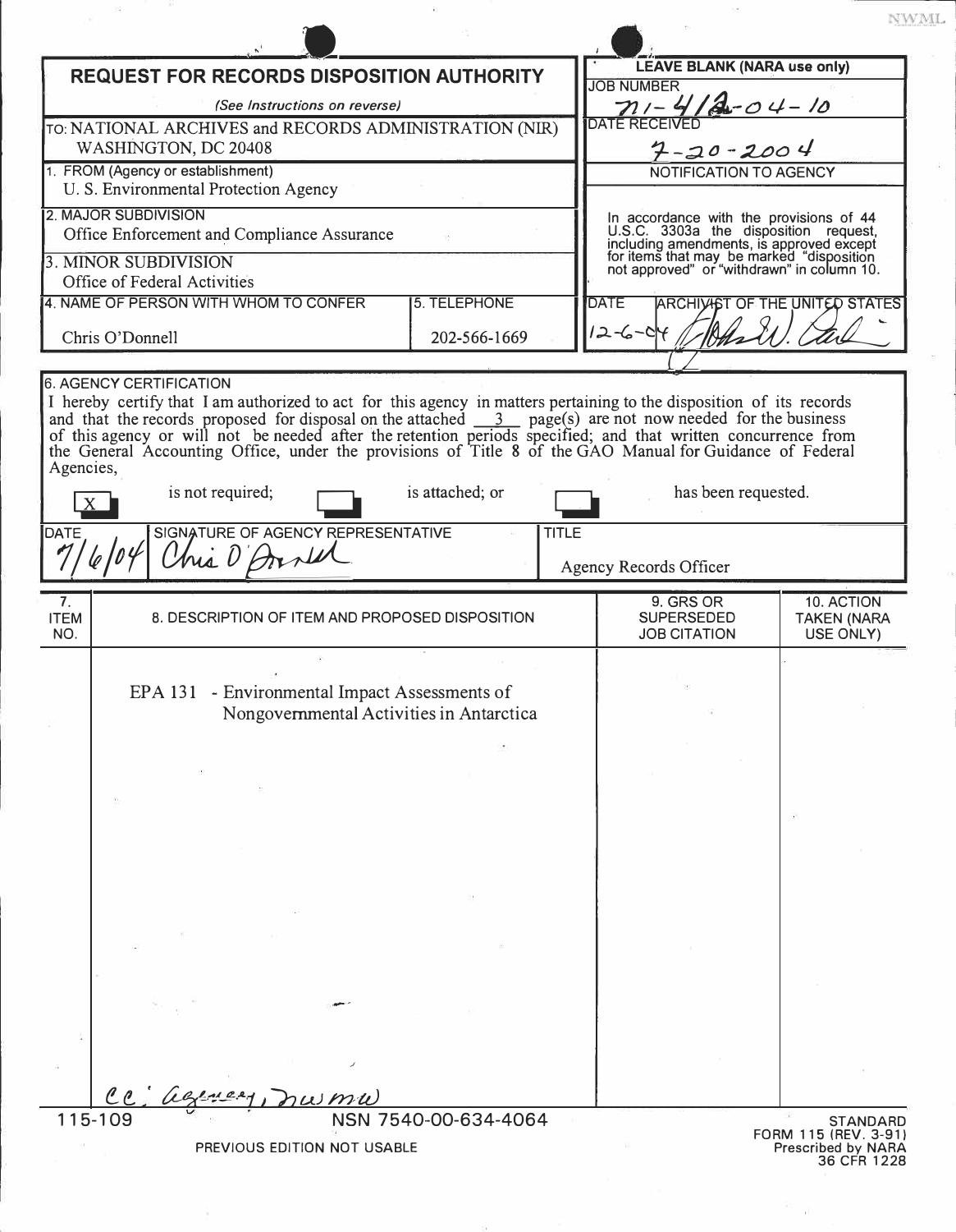NWML

# REQUEST FOR RECORDS DISPOSITION AUTHORITY

*(See Instructions on reverse)*

TO: NATIONAL ARCHIVES and RECORDS ADMINISTRATION (NIR)
WASHINGTON, DC 20408

| LEAVE BLANK (NARA use only) |
|---|
| JOB NUMBER: N1-412-04-10 |
| DATE RECEIVED: 7-20-2004 |
| NOTIFICATION TO AGENCY |
| In accordance with the provisions of 44 U.S.C. 3303a the disposition request, including amendments, is approved except for items that may be marked "disposition not approved" or "withdrawn" in column 10. |
| DATE: 12-6-04 — ARCHIVIST OF THE UNITED STATES: [signature] |

1. FROM (Agency or establishment)
U. S. Environmental Protection Agency

2. MAJOR SUBDIVISION
Office Enforcement and Compliance Assurance

3. MINOR SUBDIVISION
Office of Federal Activities

| 4. NAME OF PERSON WITH WHOM TO CONFER | 5. TELEPHONE |
|---|---|
| Chris O'Donnell | 202-566-1669 |

6. AGENCY CERTIFICATION

I hereby certify that I am authorized to act for this agency in matters pertaining to the disposition of its records and that the records proposed for disposal on the attached 3 page(s) are not now needed for the business of this agency or will not be needed after the retention periods specified; and that written concurrence from the General Accounting Office, under the provisions of Title 8 of the GAO Manual for Guidance of Federal Agencies,

[X] is not required; [ ] is attached; or [ ] has been requested.

| DATE | SIGNATURE OF AGENCY REPRESENTATIVE | TITLE |
|---|---|---|
| 7/6/04 | Chris O'Donnell | Agency Records Officer |

| 7. ITEM NO. | 8. DESCRIPTION OF ITEM AND PROPOSED DISPOSITION | 9. GRS OR SUPERSEDED JOB CITATION | 10. ACTION TAKEN (NARA USE ONLY) |
|---|---|---|---|
| | EPA 131 - Environmental Impact Assessments of Nongovernmental Activities in Antarctica | | |

cc: agency, NWMW

115-109 NSN 7540-00-634-4064
PREVIOUS EDITION NOT USABLE

STANDARD FORM 115 (REV. 3-91)
Prescribed by NARA
36 CFR 1228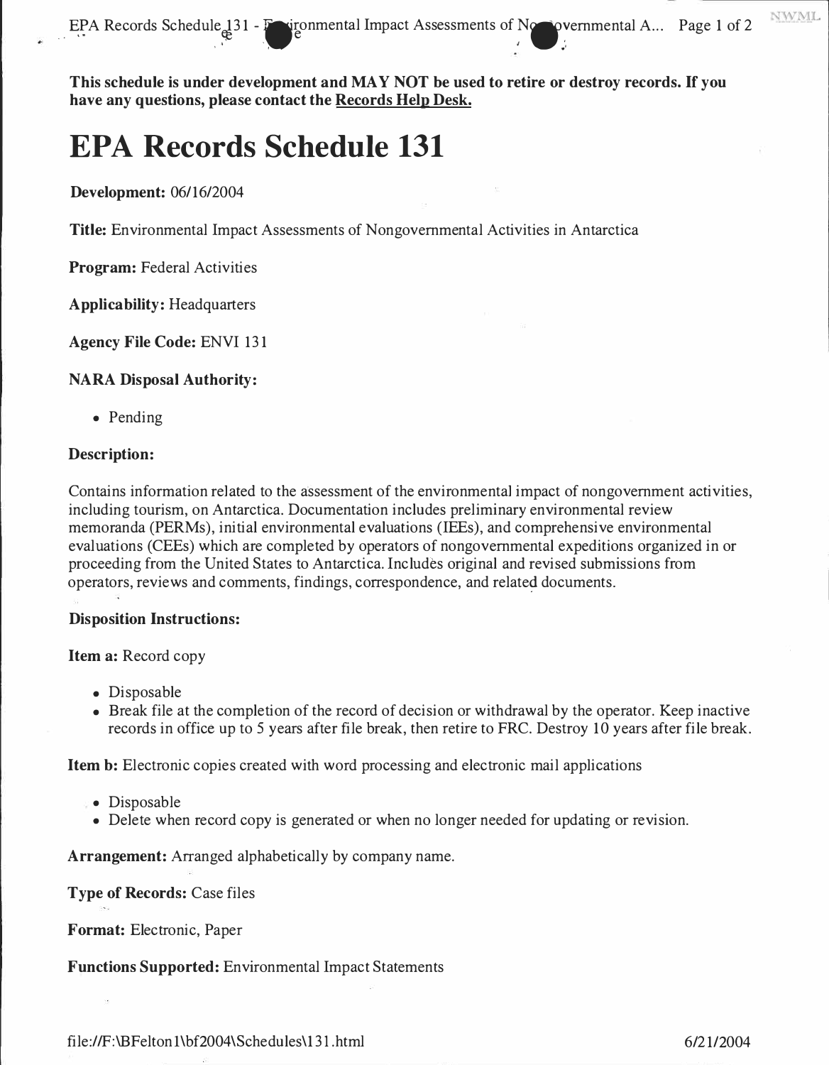**This schedule is under development and MAY NOT be used to retire or destroy records. If you have any questions, please contact the Records Help Desk.**

# EPA Records Schedule 131

**Development:** 06/16/2004

**Title:** Environmental Impact Assessments of Nongovernmental Activities in Antarctica

**Program:** Federal Activities

**Applicability:** Headquarters

**Agency File Code:** ENVI 131

**NARA Disposal Authority:**

- Pending

**Description:**

Contains information related to the assessment of the environmental impact of nongovernment activities, including tourism, on Antarctica. Documentation includes preliminary environmental review memoranda (PERMs), initial environmental evaluations (IEEs), and comprehensive environmental evaluations (CEEs) which are completed by operators of nongovernmental expeditions organized in or proceeding from the United States to Antarctica. Includes original and revised submissions from operators, reviews and comments, findings, correspondence, and related documents.

**Disposition Instructions:**

**Item a:** Record copy

- Disposable
- Break file at the completion of the record of decision or withdrawal by the operator. Keep inactive records in office up to 5 years after file break, then retire to FRC. Destroy 10 years after file break.

**Item b:** Electronic copies created with word processing and electronic mail applications

- Disposable
- Delete when record copy is generated or when no longer needed for updating or revision.

**Arrangement:** Arranged alphabetically by company name.

**Type of Records:** Case files

**Format:** Electronic, Paper

**Functions Supported:** Environmental Impact Statements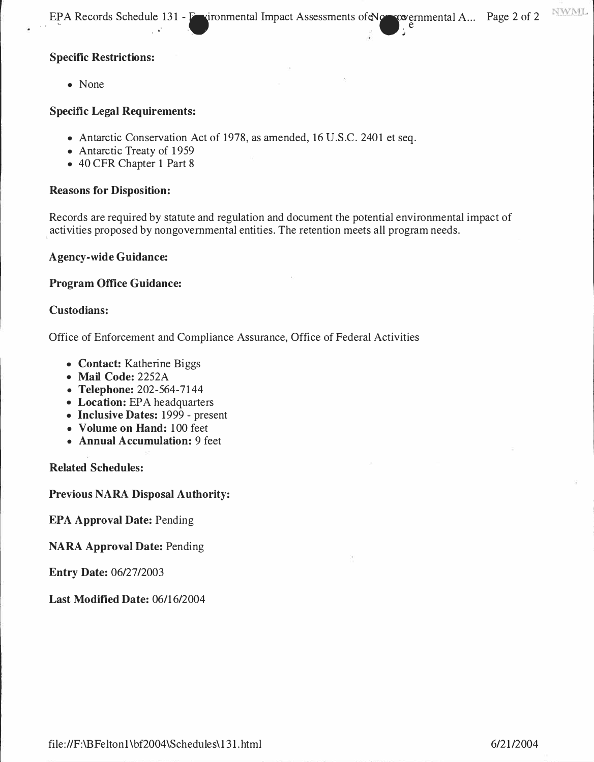**Specific Restrictions:**

- None

**Specific Legal Requirements:**

- Antarctic Conservation Act of 1978, as amended, 16 U.S.C. 2401 et seq.
- Antarctic Treaty of 1959
- 40 CFR Chapter 1 Part 8

**Reasons for Disposition:**

Records are required by statute and regulation and document the potential environmental impact of activities proposed by nongovernmental entities. The retention meets all program needs.

**Agency-wide Guidance:**

**Program Office Guidance:**

**Custodians:**

Office of Enforcement and Compliance Assurance, Office of Federal Activities

- **Contact:** Katherine Biggs
- **Mail Code:** 2252A
- **Telephone:** 202-564-7144
- **Location:** EPA headquarters
- **Inclusive Dates:** 1999 - present
- **Volume on Hand:** 100 feet
- **Annual Accumulation:** 9 feet

**Related Schedules:**

**Previous NARA Disposal Authority:**

**EPA Approval Date:** Pending

**NARA Approval Date:** Pending

**Entry Date:** 06/27/2003

**Last Modified Date:** 06/16/2004